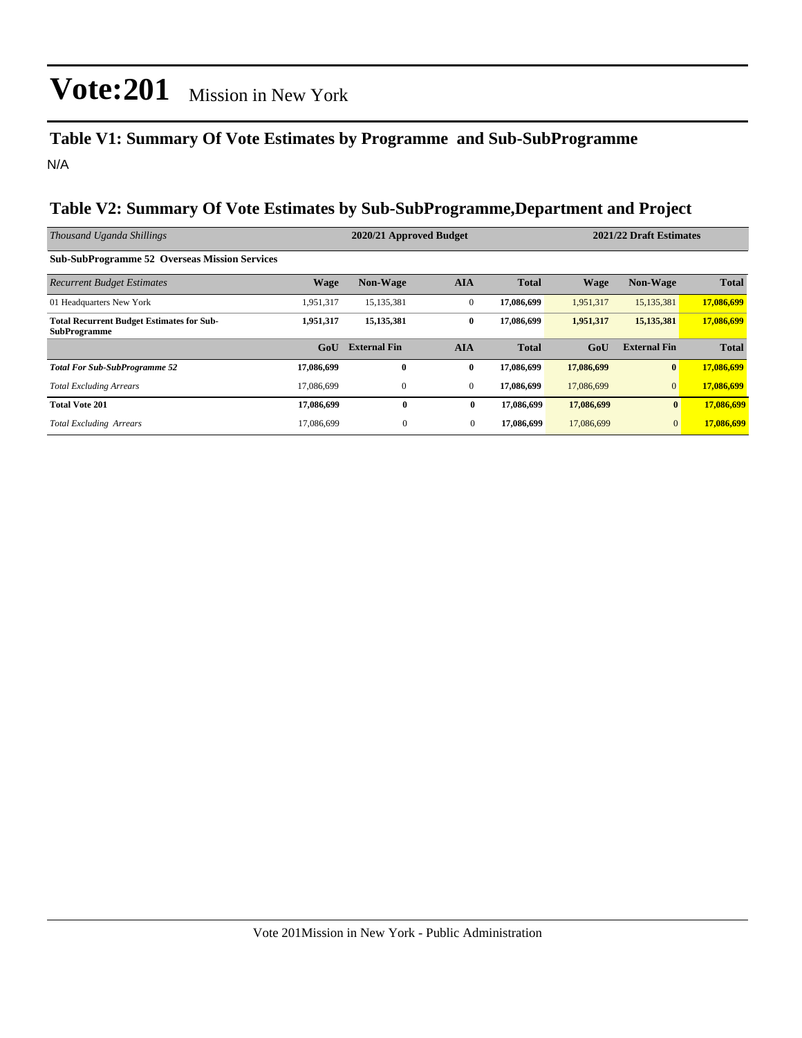# Vote:201 Mission in New York

## Table V1: Summary Of Vote Estimates by Programme and Sub-SubProgramme

N/A

## Table V2: Summary Of Vote Estimates by Sub-SubProgramme,Department and Project

| *Thousand Uganda Shillings* | 2020/21 Approved Budget | | | | 2021/22 Draft Estimates | | |
|---|---|---|---|---|---|---|---|
| **Sub-SubProgramme 52 Overseas Mission Services** | | | | | | | |
| *Recurrent Budget Estimates* | **Wage** | **Non-Wage** | **AIA** | **Total** | **Wage** | **Non-Wage** | **Total** |
| 01 Headquarters New York | 1,951,317 | 15,135,381 | 0 | **17,086,699** | 1,951,317 | 15,135,381 | **17,086,699** |
| **Total Recurrent Budget Estimates for Sub-SubProgramme** | **1,951,317** | **15,135,381** | **0** | **17,086,699** | **1,951,317** | **15,135,381** | **17,086,699** |
| | **GoU** | **External Fin** | **AIA** | **Total** | **GoU** | **External Fin** | **Total** |
| ***Total For Sub-SubProgramme 52*** | **17,086,699** | **0** | **0** | **17,086,699** | **17,086,699** | **0** | **17,086,699** |
| *Total Excluding Arrears* | 17,086,699 | 0 | 0 | **17,086,699** | 17,086,699 | 0 | **17,086,699** |
| **Total Vote 201** | **17,086,699** | **0** | **0** | **17,086,699** | **17,086,699** | **0** | **17,086,699** |
| *Total Excluding Arrears* | 17,086,699 | 0 | 0 | **17,086,699** | 17,086,699 | 0 | **17,086,699** |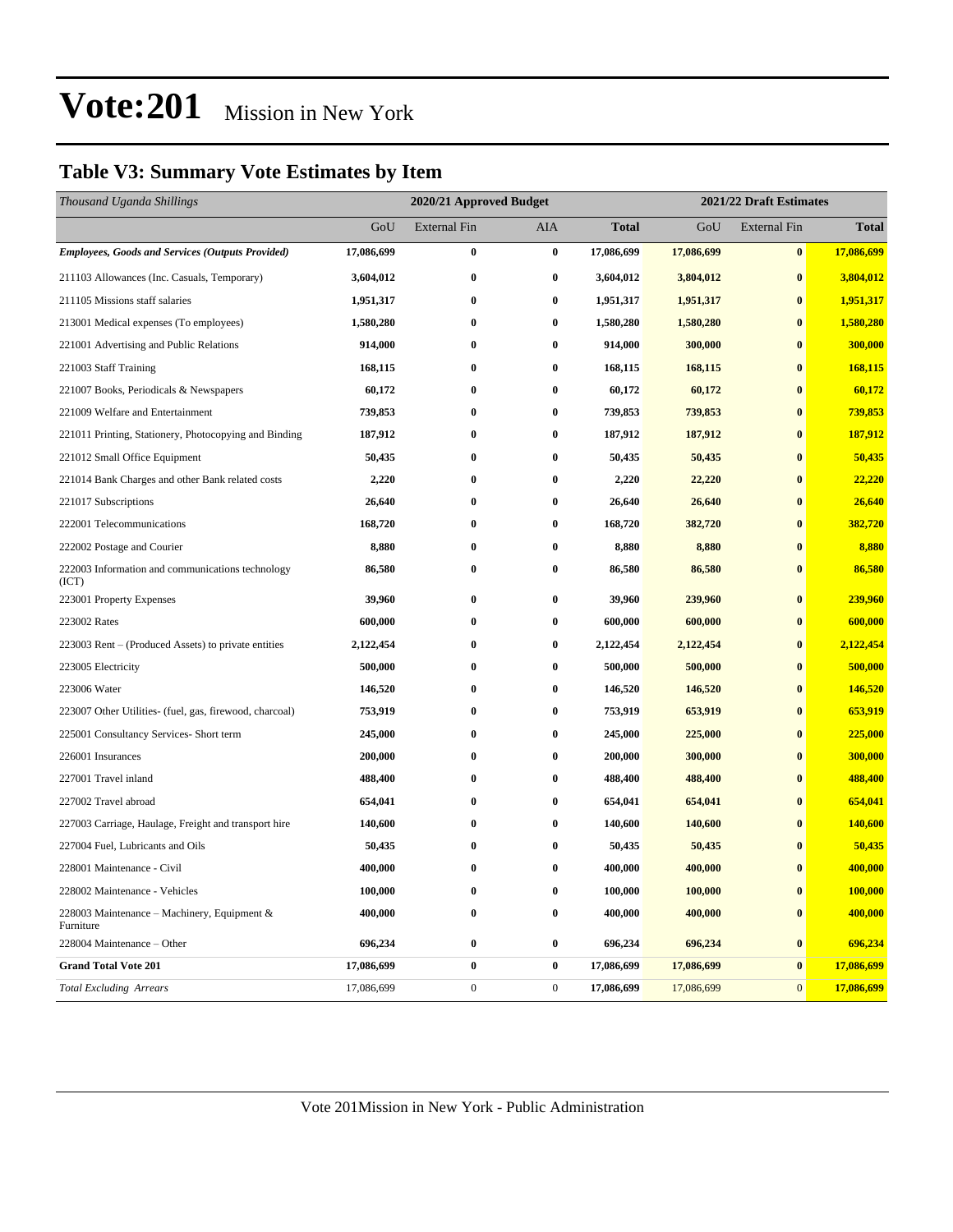# Vote:201 Mission in New York

## Table V3: Summary Vote Estimates by Item

| *Thousand Uganda Shillings* | 2020/21 Approved Budget | | | | 2021/22 Draft Estimates | | |
|---|---|---|---|---|---|---|---|
| | GoU | External Fin | AIA | **Total** | GoU | External Fin | **Total** |
| ***Employees, Goods and Services (Outputs Provided)*** | **17,086,699** | **0** | **0** | **17,086,699** | **17,086,699** | **0** | **17,086,699** |
| 211103 Allowances (Inc. Casuals, Temporary) | **3,604,012** | **0** | **0** | **3,604,012** | **3,804,012** | **0** | **3,804,012** |
| 211105 Missions staff salaries | **1,951,317** | **0** | **0** | **1,951,317** | **1,951,317** | **0** | **1,951,317** |
| 213001 Medical expenses (To employees) | **1,580,280** | **0** | **0** | **1,580,280** | **1,580,280** | **0** | **1,580,280** |
| 221001 Advertising and Public Relations | **914,000** | **0** | **0** | **914,000** | **300,000** | **0** | **300,000** |
| 221003 Staff Training | **168,115** | **0** | **0** | **168,115** | **168,115** | **0** | **168,115** |
| 221007 Books, Periodicals & Newspapers | **60,172** | **0** | **0** | **60,172** | **60,172** | **0** | **60,172** |
| 221009 Welfare and Entertainment | **739,853** | **0** | **0** | **739,853** | **739,853** | **0** | **739,853** |
| 221011 Printing, Stationery, Photocopying and Binding | **187,912** | **0** | **0** | **187,912** | **187,912** | **0** | **187,912** |
| 221012 Small Office Equipment | **50,435** | **0** | **0** | **50,435** | **50,435** | **0** | **50,435** |
| 221014 Bank Charges and other Bank related costs | **2,220** | **0** | **0** | **2,220** | **22,220** | **0** | **22,220** |
| 221017 Subscriptions | **26,640** | **0** | **0** | **26,640** | **26,640** | **0** | **26,640** |
| 222001 Telecommunications | **168,720** | **0** | **0** | **168,720** | **382,720** | **0** | **382,720** |
| 222002 Postage and Courier | **8,880** | **0** | **0** | **8,880** | **8,880** | **0** | **8,880** |
| 222003 Information and communications technology (ICT) | **86,580** | **0** | **0** | **86,580** | **86,580** | **0** | **86,580** |
| 223001 Property Expenses | **39,960** | **0** | **0** | **39,960** | **239,960** | **0** | **239,960** |
| 223002 Rates | **600,000** | **0** | **0** | **600,000** | **600,000** | **0** | **600,000** |
| 223003 Rent – (Produced Assets) to private entities | **2,122,454** | **0** | **0** | **2,122,454** | **2,122,454** | **0** | **2,122,454** |
| 223005 Electricity | **500,000** | **0** | **0** | **500,000** | **500,000** | **0** | **500,000** |
| 223006 Water | **146,520** | **0** | **0** | **146,520** | **146,520** | **0** | **146,520** |
| 223007 Other Utilities- (fuel, gas, firewood, charcoal) | **753,919** | **0** | **0** | **753,919** | **653,919** | **0** | **653,919** |
| 225001 Consultancy Services- Short term | **245,000** | **0** | **0** | **245,000** | **225,000** | **0** | **225,000** |
| 226001 Insurances | **200,000** | **0** | **0** | **200,000** | **300,000** | **0** | **300,000** |
| 227001 Travel inland | **488,400** | **0** | **0** | **488,400** | **488,400** | **0** | **488,400** |
| 227002 Travel abroad | **654,041** | **0** | **0** | **654,041** | **654,041** | **0** | **654,041** |
| 227003 Carriage, Haulage, Freight and transport hire | **140,600** | **0** | **0** | **140,600** | **140,600** | **0** | **140,600** |
| 227004 Fuel, Lubricants and Oils | **50,435** | **0** | **0** | **50,435** | **50,435** | **0** | **50,435** |
| 228001 Maintenance - Civil | **400,000** | **0** | **0** | **400,000** | **400,000** | **0** | **400,000** |
| 228002 Maintenance - Vehicles | **100,000** | **0** | **0** | **100,000** | **100,000** | **0** | **100,000** |
| 228003 Maintenance – Machinery, Equipment & Furniture | **400,000** | **0** | **0** | **400,000** | **400,000** | **0** | **400,000** |
| 228004 Maintenance – Other | **696,234** | **0** | **0** | **696,234** | **696,234** | **0** | **696,234** |
| **Grand Total Vote 201** | **17,086,699** | **0** | **0** | **17,086,699** | **17,086,699** | **0** | **17,086,699** |
| *Total Excluding Arrears* | 17,086,699 | 0 | 0 | **17,086,699** | 17,086,699 | 0 | **17,086,699** |

Vote 201Mission in New York - Public Administration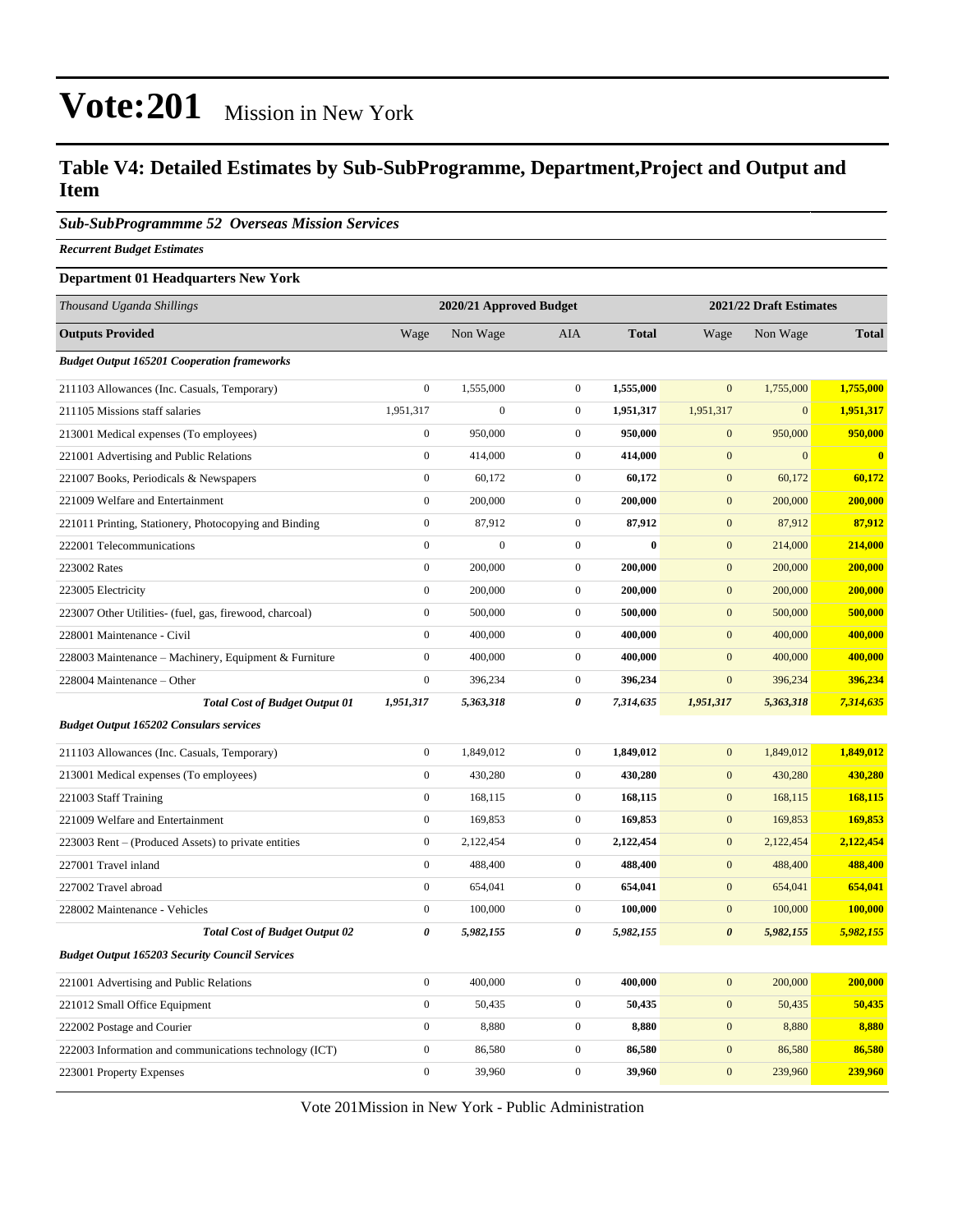# Vote:201 Mission in New York

## Table V4: Detailed Estimates by Sub-SubProgramme, Department,Project and Output and Item

### *Sub-SubProgrammme 52 Overseas Mission Services*

***Recurrent Budget Estimates***

**Department 01 Headquarters New York**

| *Thousand Uganda Shillings* | 2020/21 Approved Budget | | | | 2021/22 Draft Estimates | | |
|---|---|---|---|---|---|---|---|
| **Outputs Provided** | Wage | Non Wage | AIA | **Total** | Wage | Non Wage | **Total** |
| ***Budget Output 165201 Cooperation frameworks*** | | | | | | | |
| 211103 Allowances (Inc. Casuals, Temporary) | 0 | 1,555,000 | 0 | **1,555,000** | 0 | 1,755,000 | **1,755,000** |
| 211105 Missions staff salaries | 1,951,317 | 0 | 0 | **1,951,317** | 1,951,317 | 0 | **1,951,317** |
| 213001 Medical expenses (To employees) | 0 | 950,000 | 0 | **950,000** | 0 | 950,000 | **950,000** |
| 221001 Advertising and Public Relations | 0 | 414,000 | 0 | **414,000** | 0 | 0 | **0** |
| 221007 Books, Periodicals & Newspapers | 0 | 60,172 | 0 | **60,172** | 0 | 60,172 | **60,172** |
| 221009 Welfare and Entertainment | 0 | 200,000 | 0 | **200,000** | 0 | 200,000 | **200,000** |
| 221011 Printing, Stationery, Photocopying and Binding | 0 | 87,912 | 0 | **87,912** | 0 | 87,912 | **87,912** |
| 222001 Telecommunications | 0 | 0 | 0 | **0** | 0 | 214,000 | **214,000** |
| 223002 Rates | 0 | 200,000 | 0 | **200,000** | 0 | 200,000 | **200,000** |
| 223005 Electricity | 0 | 200,000 | 0 | **200,000** | 0 | 200,000 | **200,000** |
| 223007 Other Utilities- (fuel, gas, firewood, charcoal) | 0 | 500,000 | 0 | **500,000** | 0 | 500,000 | **500,000** |
| 228001 Maintenance - Civil | 0 | 400,000 | 0 | **400,000** | 0 | 400,000 | **400,000** |
| 228003 Maintenance – Machinery, Equipment & Furniture | 0 | 400,000 | 0 | **400,000** | 0 | 400,000 | **400,000** |
| 228004 Maintenance – Other | 0 | 396,234 | 0 | **396,234** | 0 | 396,234 | **396,234** |
| ***Total Cost of Budget Output 01*** | ***1,951,317*** | ***5,363,318*** | ***0*** | ***7,314,635*** | ***1,951,317*** | ***5,363,318*** | ***7,314,635*** |
| ***Budget Output 165202 Consulars services*** | | | | | | | |
| 211103 Allowances (Inc. Casuals, Temporary) | 0 | 1,849,012 | 0 | **1,849,012** | 0 | 1,849,012 | **1,849,012** |
| 213001 Medical expenses (To employees) | 0 | 430,280 | 0 | **430,280** | 0 | 430,280 | **430,280** |
| 221003 Staff Training | 0 | 168,115 | 0 | **168,115** | 0 | 168,115 | **168,115** |
| 221009 Welfare and Entertainment | 0 | 169,853 | 0 | **169,853** | 0 | 169,853 | **169,853** |
| 223003 Rent – (Produced Assets) to private entities | 0 | 2,122,454 | 0 | **2,122,454** | 0 | 2,122,454 | **2,122,454** |
| 227001 Travel inland | 0 | 488,400 | 0 | **488,400** | 0 | 488,400 | **488,400** |
| 227002 Travel abroad | 0 | 654,041 | 0 | **654,041** | 0 | 654,041 | **654,041** |
| 228002 Maintenance - Vehicles | 0 | 100,000 | 0 | **100,000** | 0 | 100,000 | **100,000** |
| ***Total Cost of Budget Output 02*** | ***0*** | ***5,982,155*** | ***0*** | ***5,982,155*** | ***0*** | ***5,982,155*** | ***5,982,155*** |
| ***Budget Output 165203 Security Council Services*** | | | | | | | |
| 221001 Advertising and Public Relations | 0 | 400,000 | 0 | **400,000** | 0 | 200,000 | **200,000** |
| 221012 Small Office Equipment | 0 | 50,435 | 0 | **50,435** | 0 | 50,435 | **50,435** |
| 222002 Postage and Courier | 0 | 8,880 | 0 | **8,880** | 0 | 8,880 | **8,880** |
| 222003 Information and communications technology (ICT) | 0 | 86,580 | 0 | **86,580** | 0 | 86,580 | **86,580** |
| 223001 Property Expenses | 0 | 39,960 | 0 | **39,960** | 0 | 239,960 | **239,960** |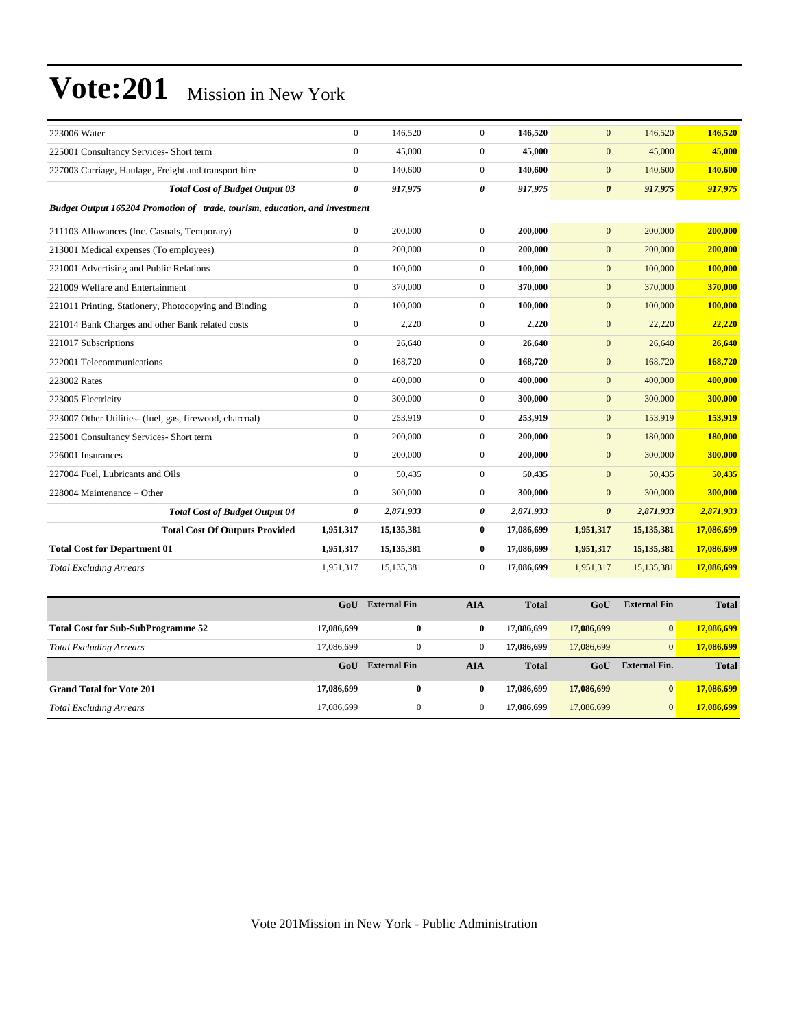# Vote:201 Mission in New York

| | | | | | | | |
|---|---|---|---|---|---|---|---|
| 223006 Water | 0 | 146,520 | 0 | **146,520** | 0 | 146,520 | **146,520** |
| 225001 Consultancy Services- Short term | 0 | 45,000 | 0 | **45,000** | 0 | 45,000 | **45,000** |
| 227003 Carriage, Haulage, Freight and transport hire | 0 | 140,600 | 0 | **140,600** | 0 | 140,600 | **140,600** |
| ***Total Cost of Budget Output 03*** | ***0*** | ***917,975*** | ***0*** | ***917,975*** | ***0*** | ***917,975*** | ***917,975*** |
| ***Budget Output 165204 Promotion of trade, tourism, education, and investment*** | | | | | | | |
| 211103 Allowances (Inc. Casuals, Temporary) | 0 | 200,000 | 0 | **200,000** | 0 | 200,000 | **200,000** |
| 213001 Medical expenses (To employees) | 0 | 200,000 | 0 | **200,000** | 0 | 200,000 | **200,000** |
| 221001 Advertising and Public Relations | 0 | 100,000 | 0 | **100,000** | 0 | 100,000 | **100,000** |
| 221009 Welfare and Entertainment | 0 | 370,000 | 0 | **370,000** | 0 | 370,000 | **370,000** |
| 221011 Printing, Stationery, Photocopying and Binding | 0 | 100,000 | 0 | **100,000** | 0 | 100,000 | **100,000** |
| 221014 Bank Charges and other Bank related costs | 0 | 2,220 | 0 | **2,220** | 0 | 22,220 | **22,220** |
| 221017 Subscriptions | 0 | 26,640 | 0 | **26,640** | 0 | 26,640 | **26,640** |
| 222001 Telecommunications | 0 | 168,720 | 0 | **168,720** | 0 | 168,720 | **168,720** |
| 223002 Rates | 0 | 400,000 | 0 | **400,000** | 0 | 400,000 | **400,000** |
| 223005 Electricity | 0 | 300,000 | 0 | **300,000** | 0 | 300,000 | **300,000** |
| 223007 Other Utilities- (fuel, gas, firewood, charcoal) | 0 | 253,919 | 0 | **253,919** | 0 | 153,919 | **153,919** |
| 225001 Consultancy Services- Short term | 0 | 200,000 | 0 | **200,000** | 0 | 180,000 | **180,000** |
| 226001 Insurances | 0 | 200,000 | 0 | **200,000** | 0 | 300,000 | **300,000** |
| 227004 Fuel, Lubricants and Oils | 0 | 50,435 | 0 | **50,435** | 0 | 50,435 | **50,435** |
| 228004 Maintenance – Other | 0 | 300,000 | 0 | **300,000** | 0 | 300,000 | **300,000** |
| ***Total Cost of Budget Output 04*** | ***0*** | ***2,871,933*** | ***0*** | ***2,871,933*** | ***0*** | ***2,871,933*** | ***2,871,933*** |
| **Total Cost Of Outputs Provided** | **1,951,317** | **15,135,381** | **0** | **17,086,699** | **1,951,317** | **15,135,381** | **17,086,699** |
| **Total Cost for Department 01** | **1,951,317** | **15,135,381** | **0** | **17,086,699** | **1,951,317** | **15,135,381** | **17,086,699** |
| *Total Excluding Arrears* | 1,951,317 | 15,135,381 | 0 | **17,086,699** | 1,951,317 | 15,135,381 | **17,086,699** |

| | GoU | External Fin | AIA | Total | GoU | External Fin | Total |
|---|---|---|---|---|---|---|---|
| **Total Cost for Sub-SubProgramme 52** | **17,086,699** | **0** | **0** | **17,086,699** | **17,086,699** | **0** | **17,086,699** |
| *Total Excluding Arrears* | 17,086,699 | 0 | 0 | **17,086,699** | 17,086,699 | 0 | **17,086,699** |
| | **GoU** | **External Fin** | **AIA** | **Total** | **GoU** | **External Fin.** | **Total** |
| **Grand Total for Vote 201** | **17,086,699** | **0** | **0** | **17,086,699** | **17,086,699** | **0** | **17,086,699** |
| *Total Excluding Arrears* | 17,086,699 | 0 | 0 | **17,086,699** | 17,086,699 | 0 | **17,086,699** |